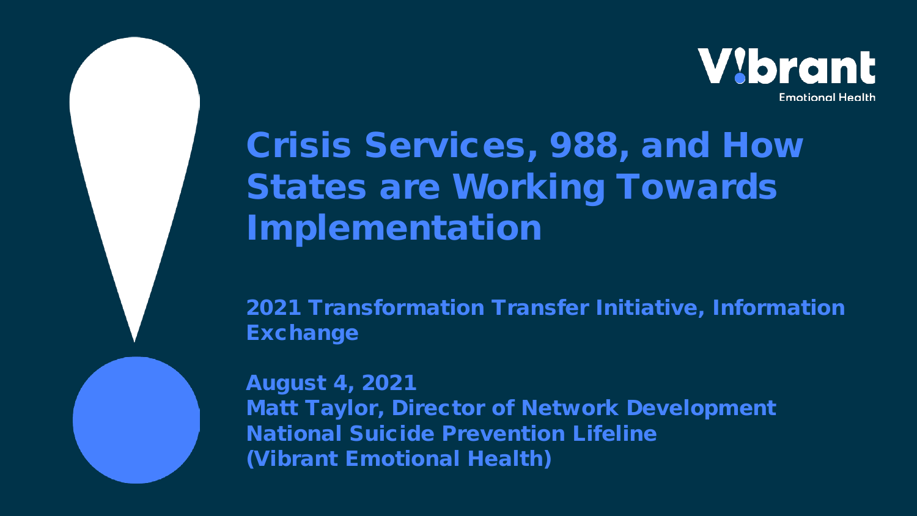Vibrant Emotional Health

# Crisis Services, 988, and How States are Working Towards Implementation

**2021 Transformation Transfer Initiative, Information Exchange**

**August 4, 2021**
**Matt Taylor, Director of Network Development**
**National Suicide Prevention Lifeline**
**(Vibrant Emotional Health)**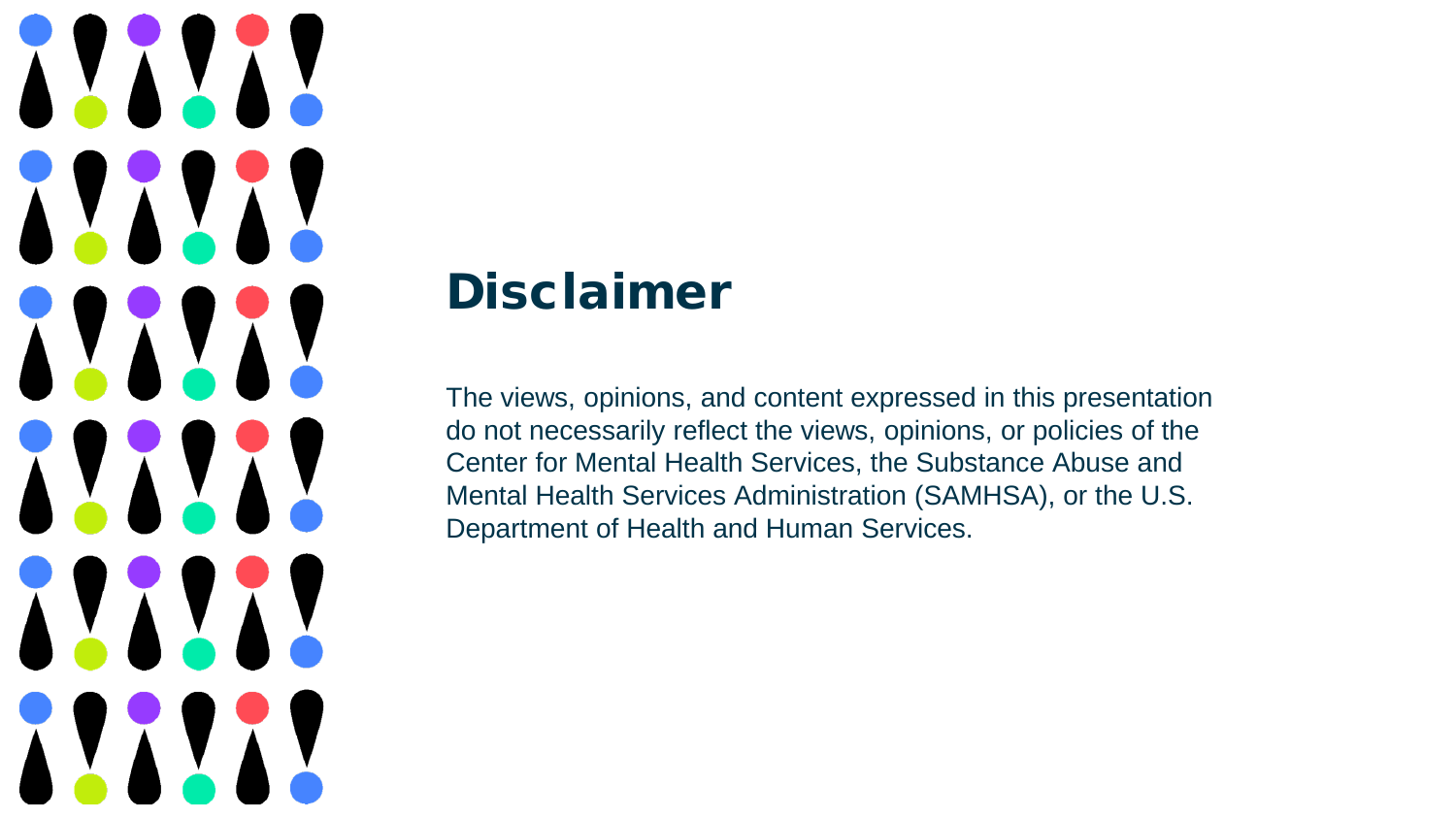# Disclaimer

The views, opinions, and content expressed in this presentation do not necessarily reflect the views, opinions, or policies of the Center for Mental Health Services, the Substance Abuse and Mental Health Services Administration (SAMHSA), or the U.S. Department of Health and Human Services.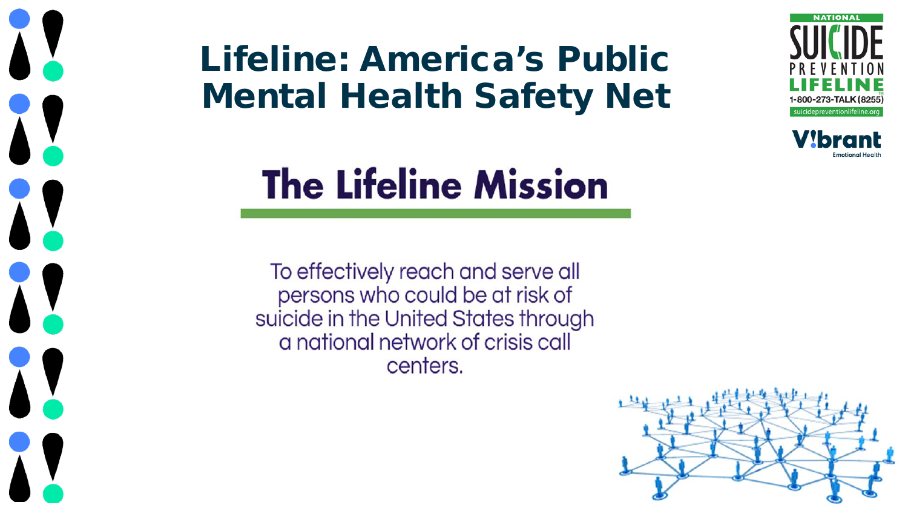# Lifeline: America's Public Mental Health Safety Net

## The Lifeline Mission

To effectively reach and serve all persons who could be at risk of suicide in the United States through a national network of crisis call centers.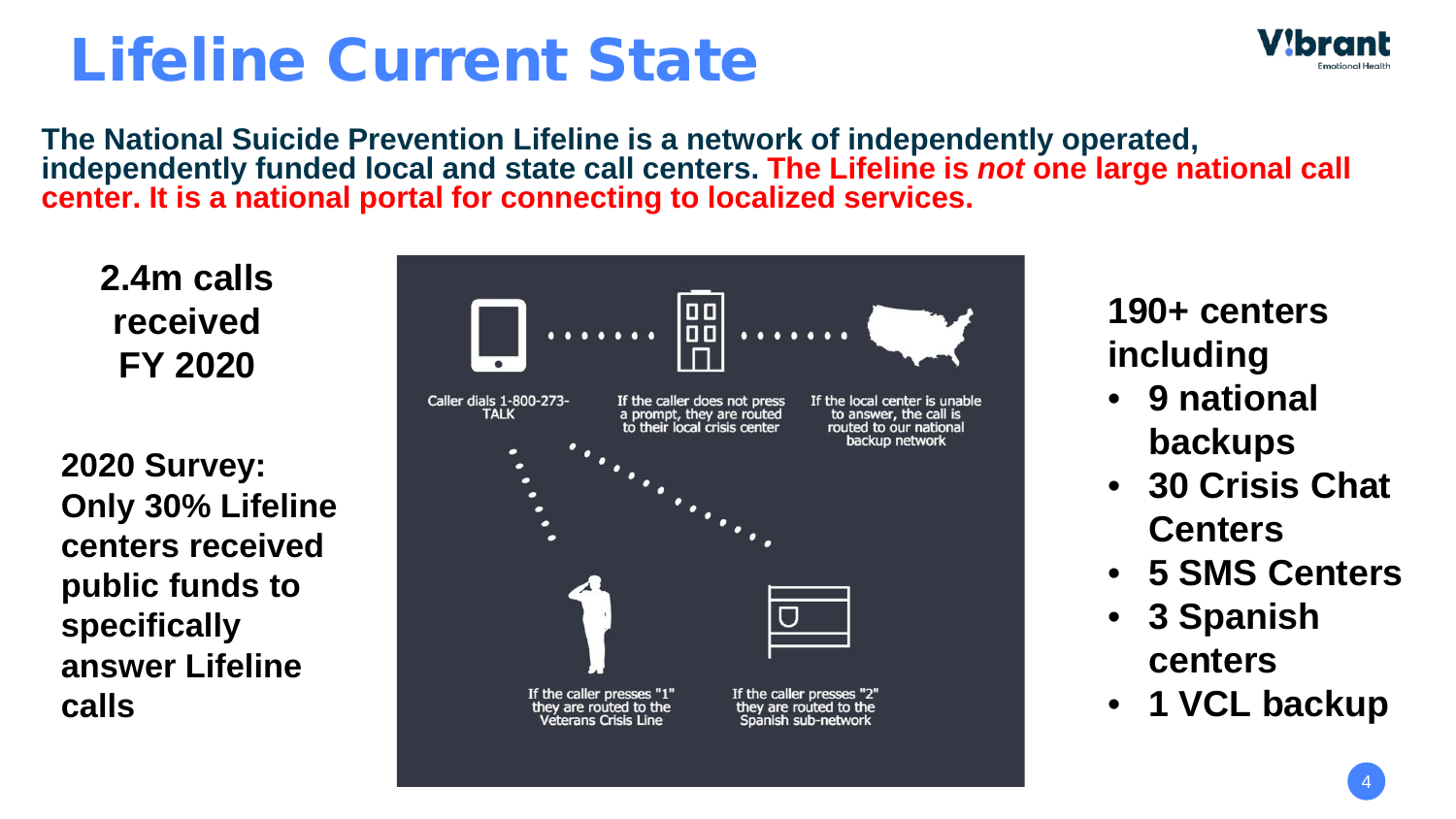# Lifeline Current State

**The National Suicide Prevention Lifeline is a network of independently operated, independently funded local and state call centers. The Lifeline is *not* one large national call center. It is a national portal for connecting to localized services.**

**2.4m calls received FY 2020**

**2020 Survey: Only 30% Lifeline centers received public funds to specifically answer Lifeline calls**

Caller dials 1-800-273-TALK

If the caller does not press a prompt, they are routed to their local crisis center

If the local center is unable to answer, the call is routed to our national backup network

If the caller presses "1" they are routed to the Veterans Crisis Line

If the caller presses "2" they are routed to the Spanish sub-network

**190+ centers including**

- **9 national backups**
- **30 Crisis Chat Centers**
- **5 SMS Centers**
- **3 Spanish centers**
- **1 VCL backup**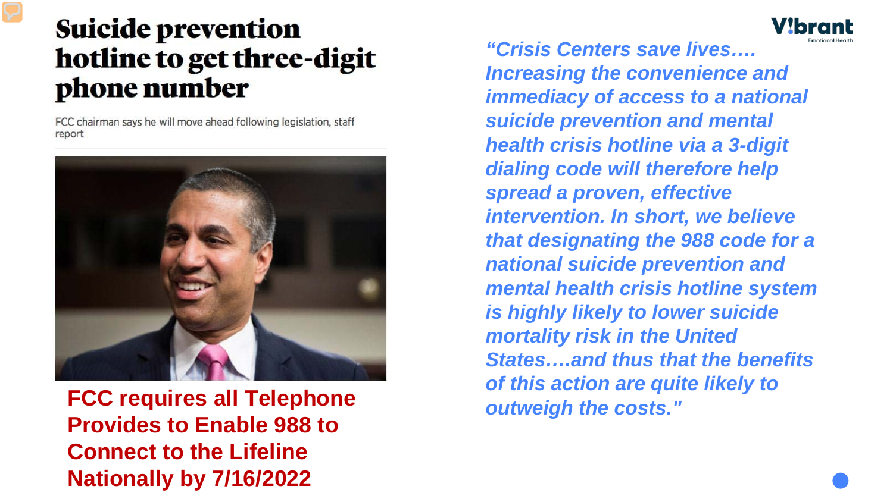# Suicide prevention hotline to get three-digit phone number

FCC chairman says he will move ahead following legislation, staff report

**FCC requires all Telephone Provides to Enable 988 to Connect to the Lifeline Nationally by 7/16/2022**

Vibrant Emotional Health

*"Crisis Centers save lives…. Increasing the convenience and immediacy of access to a national suicide prevention and mental health crisis hotline via a 3-digit dialing code will therefore help spread a proven, effective intervention. In short, we believe that designating the 988 code for a national suicide prevention and mental health crisis hotline system is highly likely to lower suicide mortality risk in the United States….and thus that the benefits of this action are quite likely to outweigh the costs."*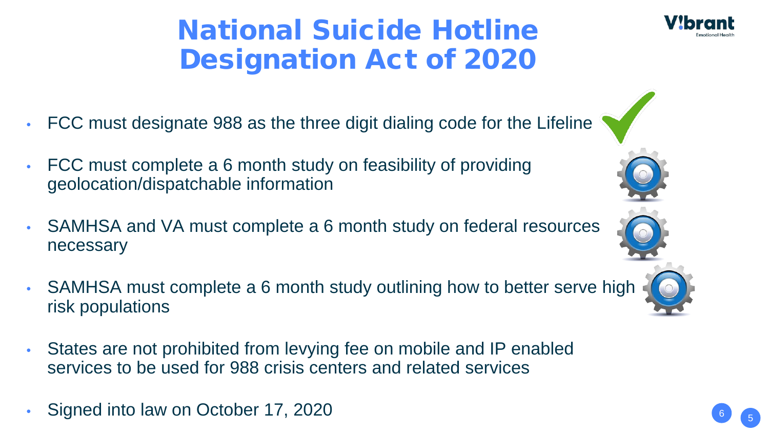# National Suicide Hotline Designation Act of 2020

- FCC must designate 988 as the three digit dialing code for the Lifeline
- FCC must complete a 6 month study on feasibility of providing geolocation/dispatchable information
- SAMHSA and VA must complete a 6 month study on federal resources necessary
- SAMHSA must complete a 6 month study outlining how to better serve high risk populations
- States are not prohibited from levying fee on mobile and IP enabled services to be used for 988 crisis centers and related services
- Signed into law on October 17, 2020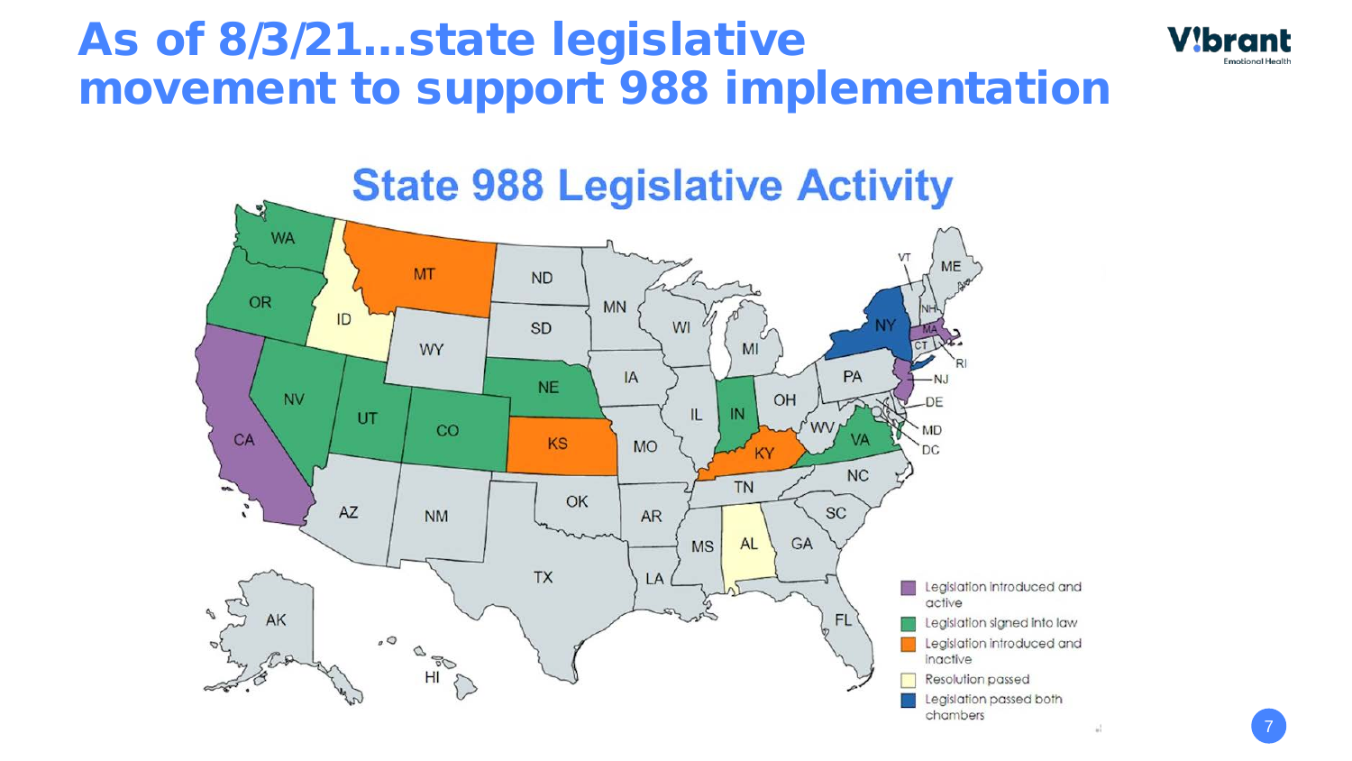# As of 8/3/21…state legislative movement to support 988 implementation

## State 988 Legislative Activity

- Legislation introduced and active
- Legislation signed into law
- Legislation introduced and inactive
- Resolution passed
- Legislation passed both chambers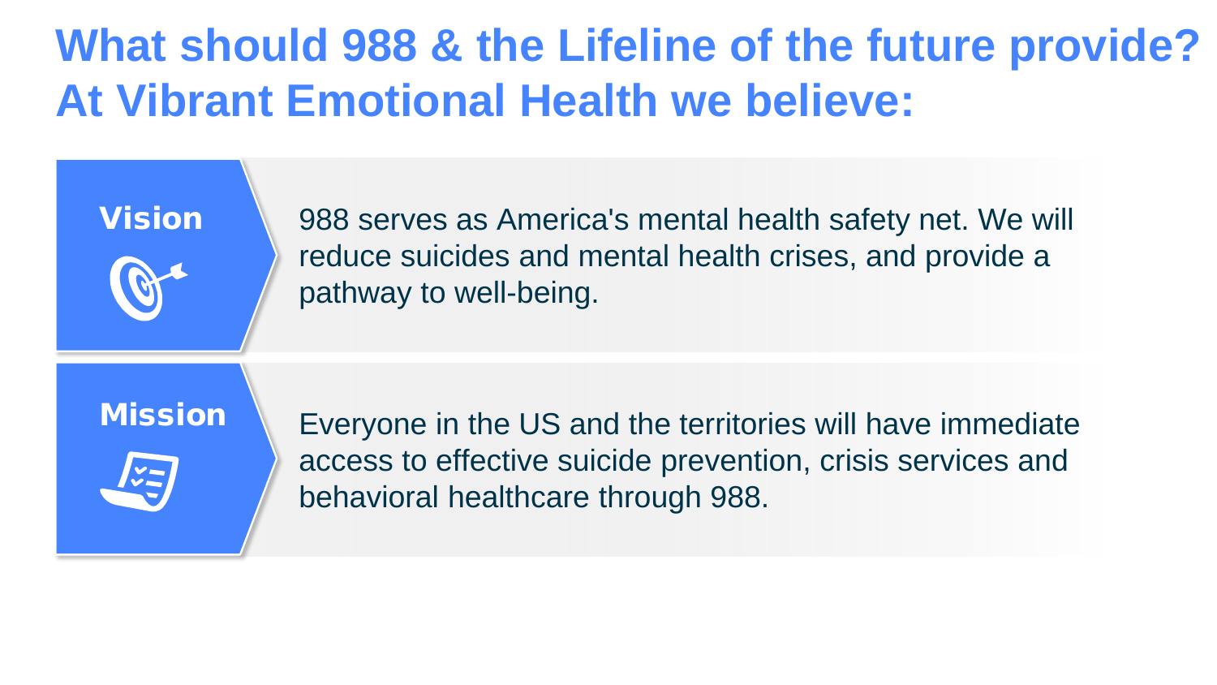# What should 988 & the Lifeline of the future provide? At Vibrant Emotional Health we believe:

**Vision**

988 serves as America's mental health safety net. We will reduce suicides and mental health crises, and provide a pathway to well-being.

**Mission**

Everyone in the US and the territories will have immediate access to effective suicide prevention, crisis services and behavioral healthcare through 988.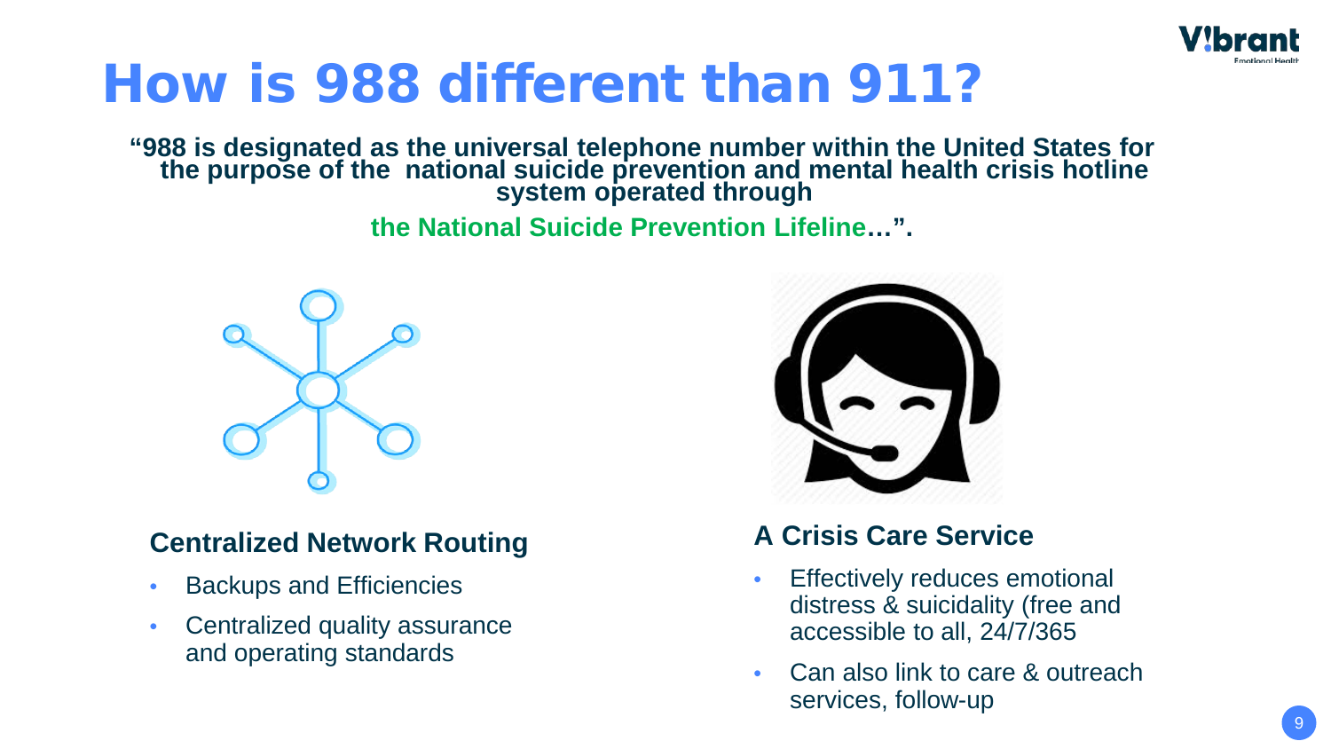# How is 988 different than 911?

**"988 is designated as the universal telephone number within the United States for the purpose of the national suicide prevention and mental health crisis hotline system operated through**

**the National Suicide Prevention Lifeline…".**

### Centralized Network Routing

- Backups and Efficiencies
- Centralized quality assurance and operating standards

### A Crisis Care Service

- Effectively reduces emotional distress & suicidality (free and accessible to all, 24/7/365
- Can also link to care & outreach services, follow-up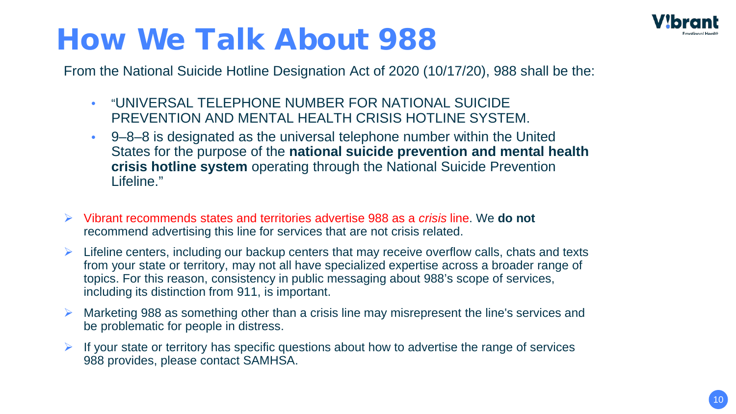# How We Talk About 988

From the National Suicide Hotline Designation Act of 2020 (10/17/20), 988 shall be the:

- "UNIVERSAL TELEPHONE NUMBER FOR NATIONAL SUICIDE PREVENTION AND MENTAL HEALTH CRISIS HOTLINE SYSTEM.
- 9–8–8 is designated as the universal telephone number within the United States for the purpose of the **national suicide prevention and mental health crisis hotline system** operating through the National Suicide Prevention Lifeline."

- Vibrant recommends states and territories advertise 988 as a *crisis* line. We **do not** recommend advertising this line for services that are not crisis related.
- Lifeline centers, including our backup centers that may receive overflow calls, chats and texts from your state or territory, may not all have specialized expertise across a broader range of topics. For this reason, consistency in public messaging about 988's scope of services, including its distinction from 911, is important.
- Marketing 988 as something other than a crisis line may misrepresent the line's services and be problematic for people in distress.
- If your state or territory has specific questions about how to advertise the range of services 988 provides, please contact SAMHSA.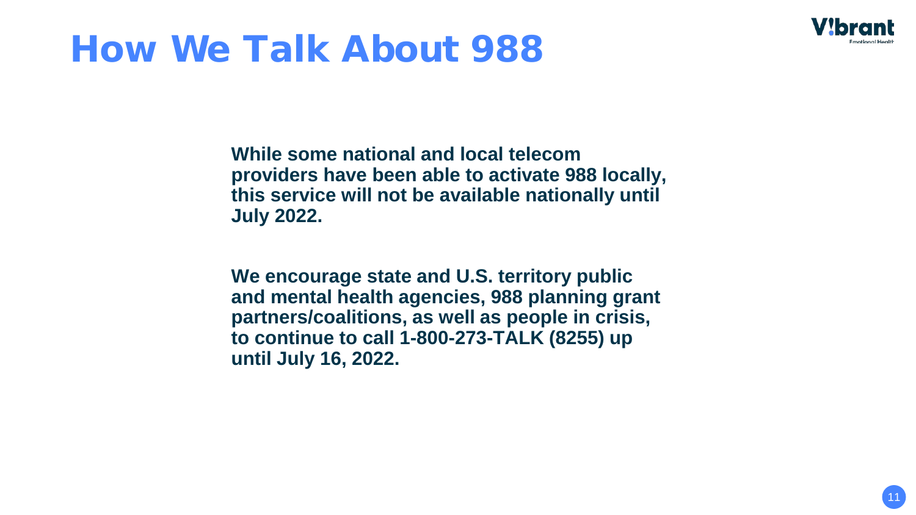# How We Talk About 988

**While some national and local telecom providers have been able to activate 988 locally, this service will not be available nationally until July 2022.**

**We encourage state and U.S. territory public and mental health agencies, 988 planning grant partners/coalitions, as well as people in crisis, to continue to call 1-800-273-TALK (8255) up until July 16, 2022.**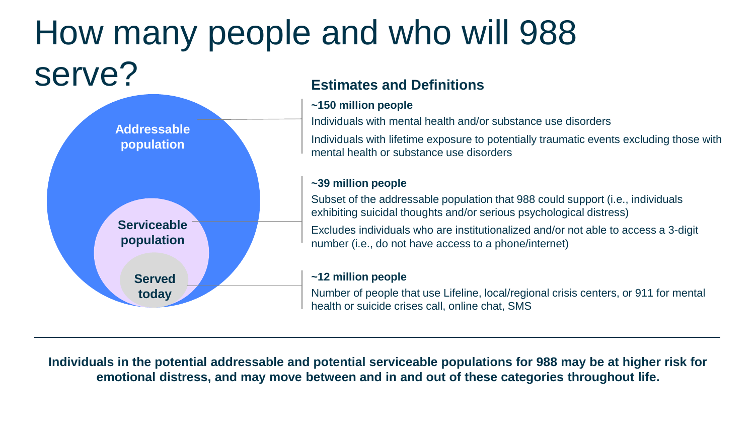# How many people and who will 988 serve?

Addressable population

Serviceable population

Served today

## Estimates and Definitions

**~150 million people**

Individuals with mental health and/or substance use disorders

Individuals with lifetime exposure to potentially traumatic events excluding those with mental health or substance use disorders

**~39 million people**

Subset of the addressable population that 988 could support (i.e., individuals exhibiting suicidal thoughts and/or serious psychological distress)

Excludes individuals who are institutionalized and/or not able to access a 3-digit number (i.e., do not have access to a phone/internet)

**~12 million people**

Number of people that use Lifeline, local/regional crisis centers, or 911 for mental health or suicide crises call, online chat, SMS

---

**Individuals in the potential addressable and potential serviceable populations for 988 may be at higher risk for emotional distress, and may move between and in and out of these categories throughout life.**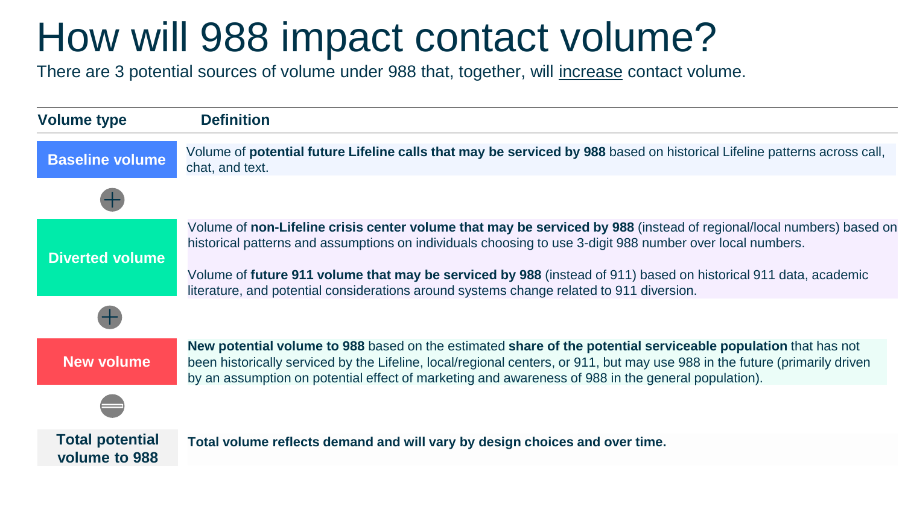# How will 988 impact contact volume?

There are 3 potential sources of volume under 988 that, together, will increase contact volume.

| Volume type | Definition |
| --- | --- |
| **Baseline volume** | Volume of **potential future Lifeline calls that may be serviced by 988** based on historical Lifeline patterns across call, chat, and text. |
| + | |
| **Diverted volume** | Volume of **non-Lifeline crisis center volume that may be serviced by 988** (instead of regional/local numbers) based on historical patterns and assumptions on individuals choosing to use 3-digit 988 number over local numbers.<br><br>Volume of **future 911 volume that may be serviced by 988** (instead of 911) based on historical 911 data, academic literature, and potential considerations around systems change related to 911 diversion. |
| + | |
| **New volume** | **New potential volume to 988** based on the estimated **share of the potential serviceable population** that has not been historically serviced by the Lifeline, local/regional centers, or 911, but may use 988 in the future (primarily driven by an assumption on potential effect of marketing and awareness of 988 in the general population). |
| = | |
| **Total potential volume to 988** | **Total volume reflects demand and will vary by design choices and over time.** |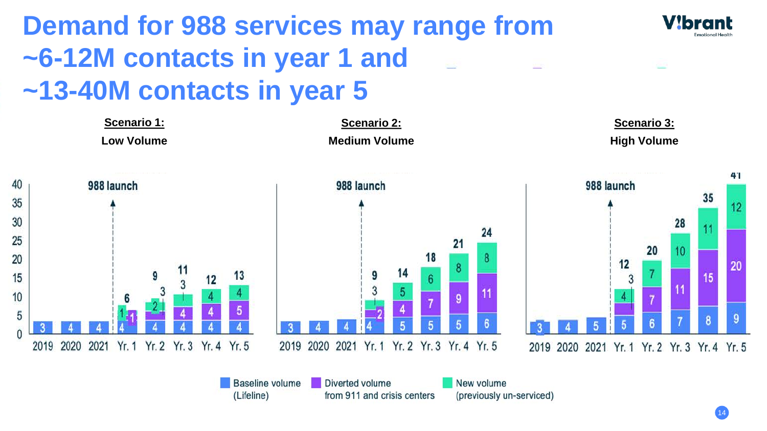# Demand for 988 services may range from ~6-12M contacts in year 1 and ~13-40M contacts in year 5

**Scenario 1:**
**Low Volume**

| | 2019 | 2020 | 2021 | Yr. 1 | Yr. 2 | Yr. 3 | Yr. 4 | Yr. 5 |
|---|---|---|---|---|---|---|---|---|
| Baseline volume (Lifeline) | 3 | 4 | 4 | 4 | 4 | 4 | 4 | 4 |
| Diverted volume from 911 and crisis centers | | | | 1 | 2 | 4 | 4 | 5 |
| New volume (previously un-serviced) | | | | 1 | 3 | 3 | 4 | 4 |
| Total | | | | 6 | 9 | 11 | 12 | 13 |

**Scenario 2:**
**Medium Volume**

| | 2019 | 2020 | 2021 | Yr. 1 | Yr. 2 | Yr. 3 | Yr. 4 | Yr. 5 |
|---|---|---|---|---|---|---|---|---|
| Baseline volume (Lifeline) | 3 | 4 | 4 | 4 | 5 | 5 | 5 | 6 |
| Diverted volume from 911 and crisis centers | | | | 2 | 4 | 7 | 9 | 11 |
| New volume (previously un-serviced) | | | | 3 | 5 | 6 | 8 | 8 |
| Total | | | | 9 | 14 | 18 | 21 | 24 |

**Scenario 3:**
**High Volume**

| | 2019 | 2020 | 2021 | Yr. 1 | Yr. 2 | Yr. 3 | Yr. 4 | Yr. 5 |
|---|---|---|---|---|---|---|---|---|
| Baseline volume (Lifeline) | 3 | 4 | 5 | 5 | 6 | 7 | 8 | 9 |
| Diverted volume from 911 and crisis centers | | | | 3 | 7 | 11 | 15 | 20 |
| New volume (previously un-serviced) | | | | 4 | 7 | 10 | 11 | 12 |
| Total | | | | 12 | 20 | 28 | 35 | 41 |

988 launch (between 2021 and Yr. 1)

Baseline volume (Lifeline) | Diverted volume from 911 and crisis centers | New volume (previously un-serviced)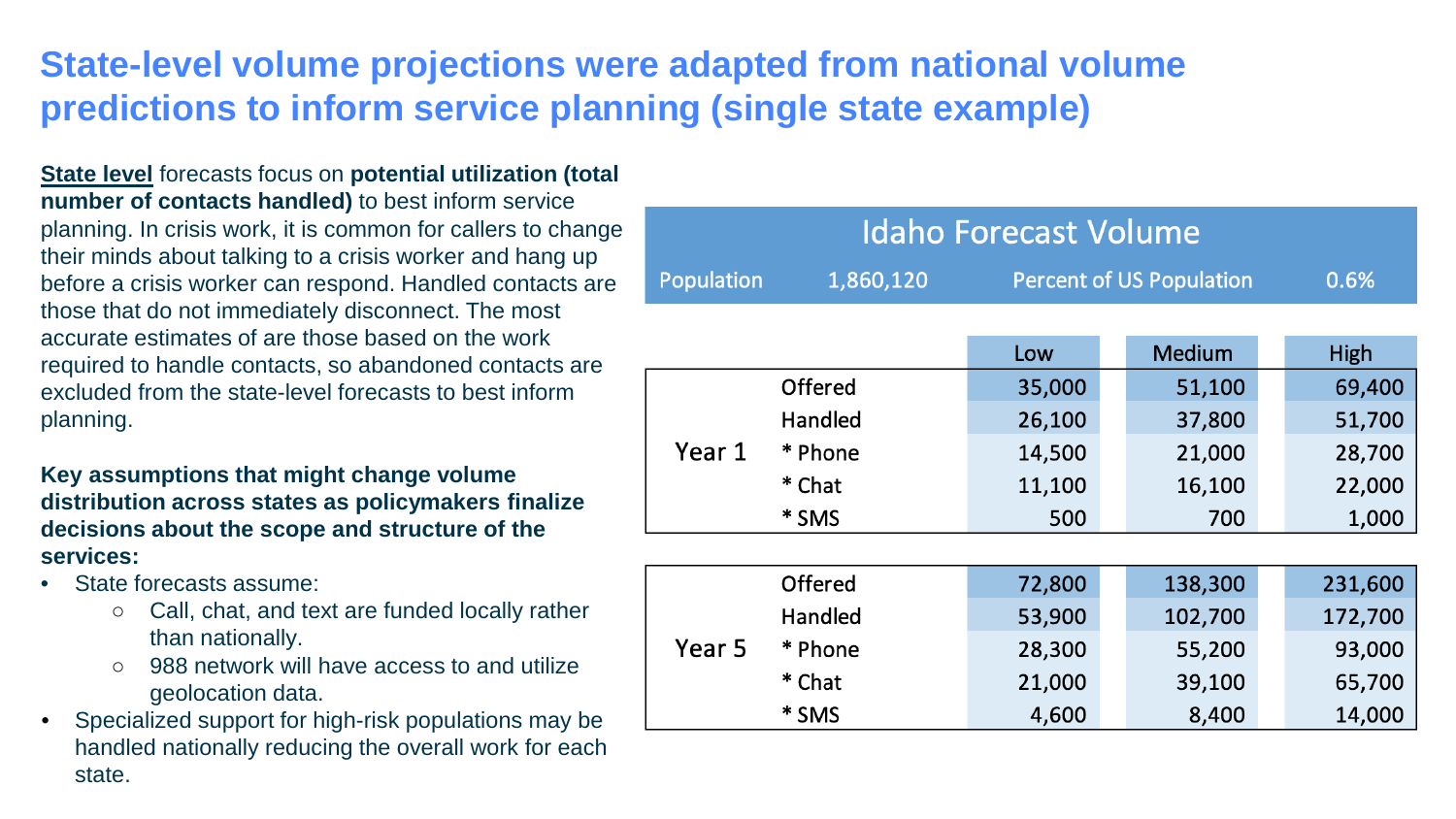# State-level volume projections were adapted from national volume predictions to inform service planning (single state example)

**State level** forecasts focus on **potential utilization (total number of contacts handled)** to best inform service planning. In crisis work, it is common for callers to change their minds about talking to a crisis worker and hang up before a crisis worker can respond. Handled contacts are those that do not immediately disconnect. The most accurate estimates of are those based on the work required to handle contacts, so abandoned contacts are excluded from the state-level forecasts to best inform planning.

**Key assumptions that might change volume distribution across states as policymakers finalize decisions about the scope and structure of the services:**

- State forecasts assume:
  - Call, chat, and text are funded locally rather than nationally.
  - 988 network will have access to and utilize geolocation data.
- Specialized support for high-risk populations may be handled nationally reducing the overall work for each state.

**Idaho Forecast Volume**

Population: 1,860,120 | Percent of US Population: 0.6%

| | | Low | Medium | High |
|---|---|---|---|---|
| Year 1 | Offered | 35,000 | 51,100 | 69,400 |
| | Handled | 26,100 | 37,800 | 51,700 |
| | * Phone | 14,500 | 21,000 | 28,700 |
| | * Chat | 11,100 | 16,100 | 22,000 |
| | * SMS | 500 | 700 | 1,000 |
| Year 5 | Offered | 72,800 | 138,300 | 231,600 |
| | Handled | 53,900 | 102,700 | 172,700 |
| | * Phone | 28,300 | 55,200 | 93,000 |
| | * Chat | 21,000 | 39,100 | 65,700 |
| | * SMS | 4,600 | 8,400 | 14,000 |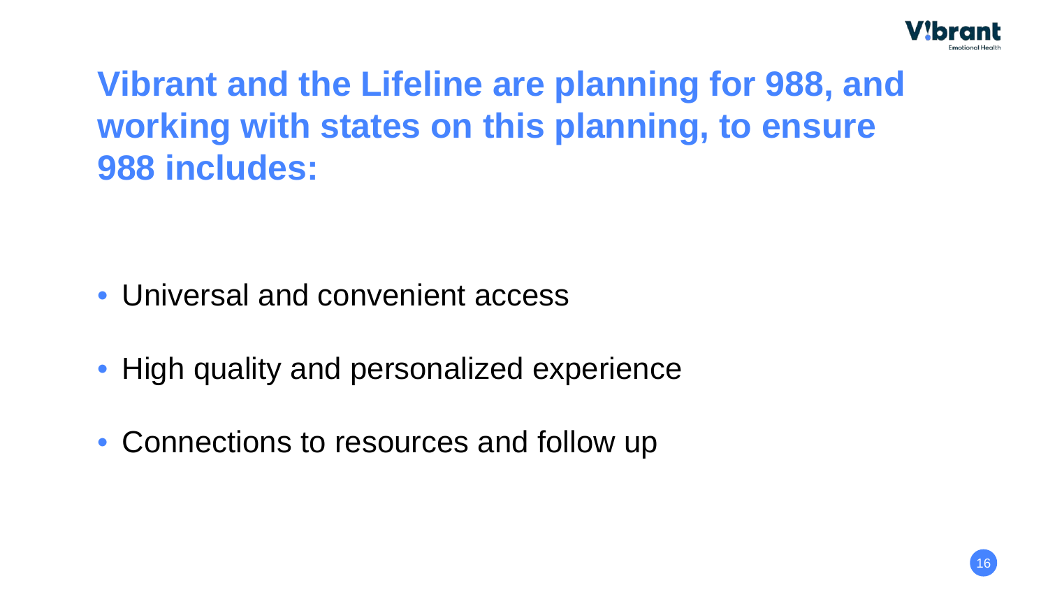# Vibrant and the Lifeline are planning for 988, and working with states on this planning, to ensure 988 includes:

- Universal and convenient access
- High quality and personalized experience
- Connections to resources and follow up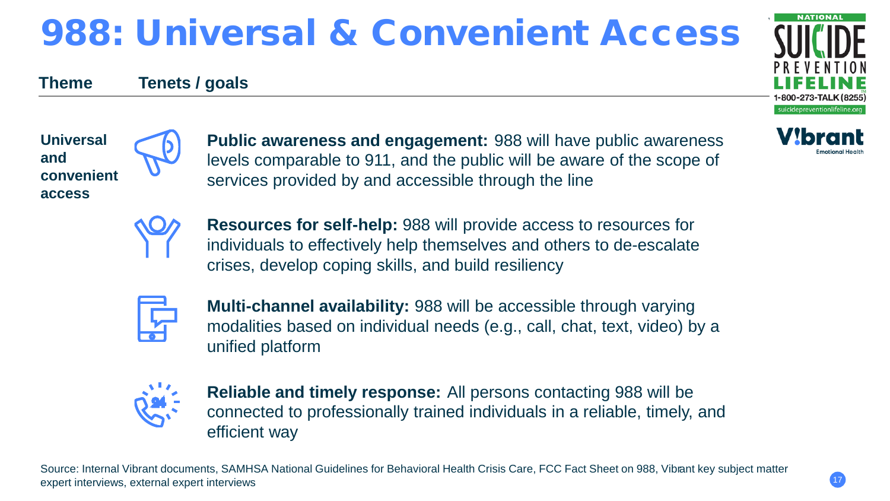# 988: Universal & Convenient Access

| Theme | Tenets / goals |
| --- | --- |
| **Universal and convenient access** | **Public awareness and engagement:** 988 will have public awareness levels comparable to 911, and the public will be aware of the scope of services provided by and accessible through the line |
| | **Resources for self-help:** 988 will provide access to resources for individuals to effectively help themselves and others to de-escalate crises, develop coping skills, and build resiliency |
| | **Multi-channel availability:** 988 will be accessible through varying modalities based on individual needs (e.g., call, chat, text, video) by a unified platform |
| | **Reliable and timely response:** All persons contacting 988 will be connected to professionally trained individuals in a reliable, timely, and efficient way |

Source: Internal Vibrant documents, SAMHSA National Guidelines for Behavioral Health Crisis Care, FCC Fact Sheet on 988, Vibrant key subject matter expert interviews, external expert interviews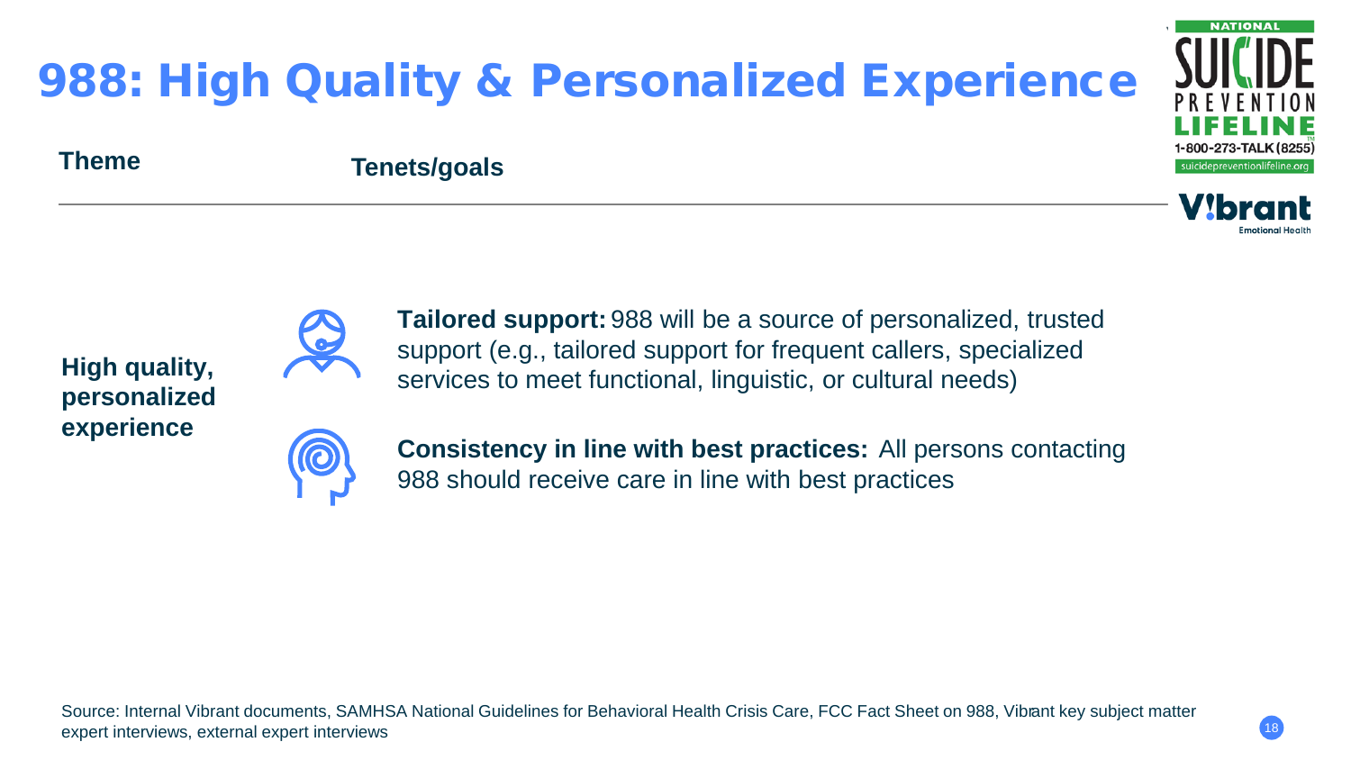# 988: High Quality & Personalized Experience

| Theme | Tenets/goals |
|---|---|
| **High quality, personalized experience** | **Tailored support:** 988 will be a source of personalized, trusted support (e.g., tailored support for frequent callers, specialized services to meet functional, linguistic, or cultural needs) |
| | **Consistency in line with best practices:** All persons contacting 988 should receive care in line with best practices |

Source: Internal Vibrant documents, SAMHSA National Guidelines for Behavioral Health Crisis Care, FCC Fact Sheet on 988, Vibrant key subject matter expert interviews, external expert interviews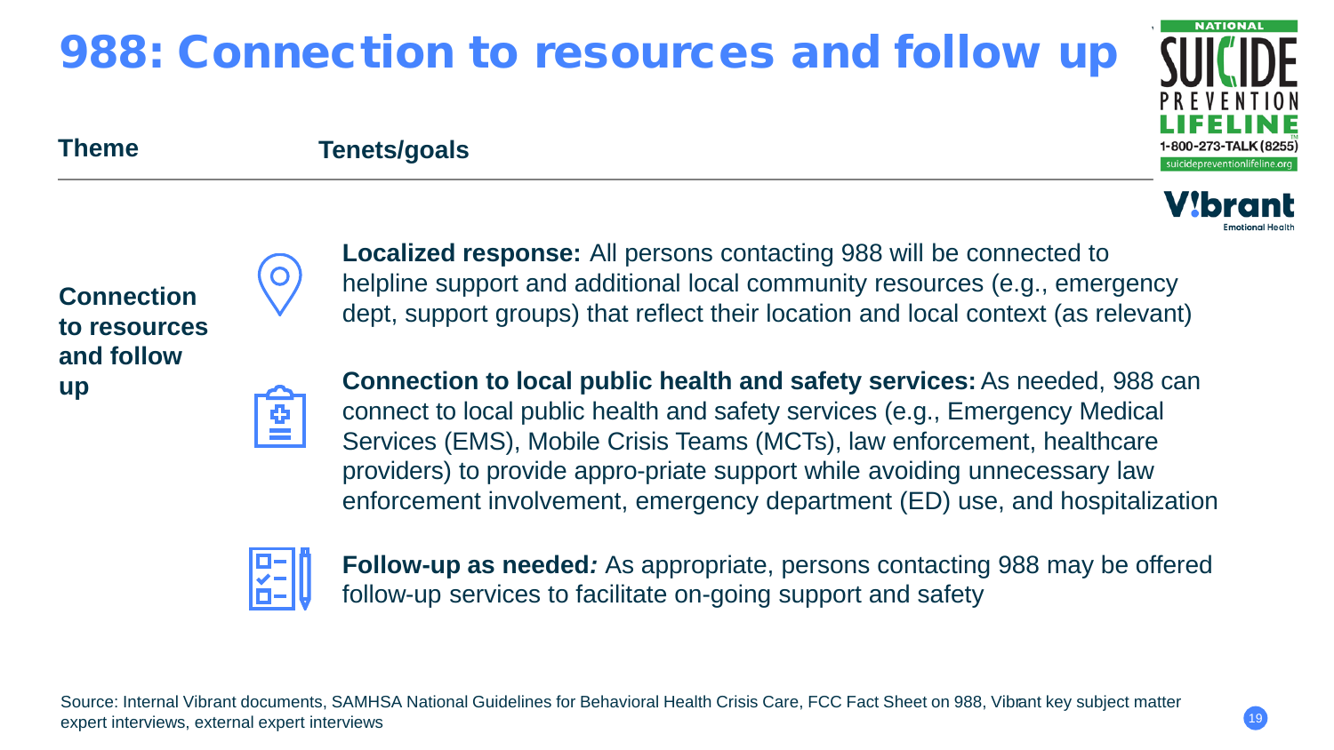# 988: Connection to resources and follow up

| Theme | Tenets/goals |
| --- | --- |
| **Connection to resources and follow up** | **Localized response:** All persons contacting 988 will be connected to helpline support and additional local community resources (e.g., emergency dept, support groups) that reflect their location and local context (as relevant) |
| | **Connection to local public health and safety services:** As needed, 988 can connect to local public health and safety services (e.g., Emergency Medical Services (EMS), Mobile Crisis Teams (MCTs), law enforcement, healthcare providers) to provide appro-priate support while avoiding unnecessary law enforcement involvement, emergency department (ED) use, and hospitalization |
| | **Follow-up as needed*:*** As appropriate, persons contacting 988 may be offered follow-up services to facilitate on-going support and safety |

Source: Internal Vibrant documents, SAMHSA National Guidelines for Behavioral Health Crisis Care, FCC Fact Sheet on 988, Vibrant key subject matter expert interviews, external expert interviews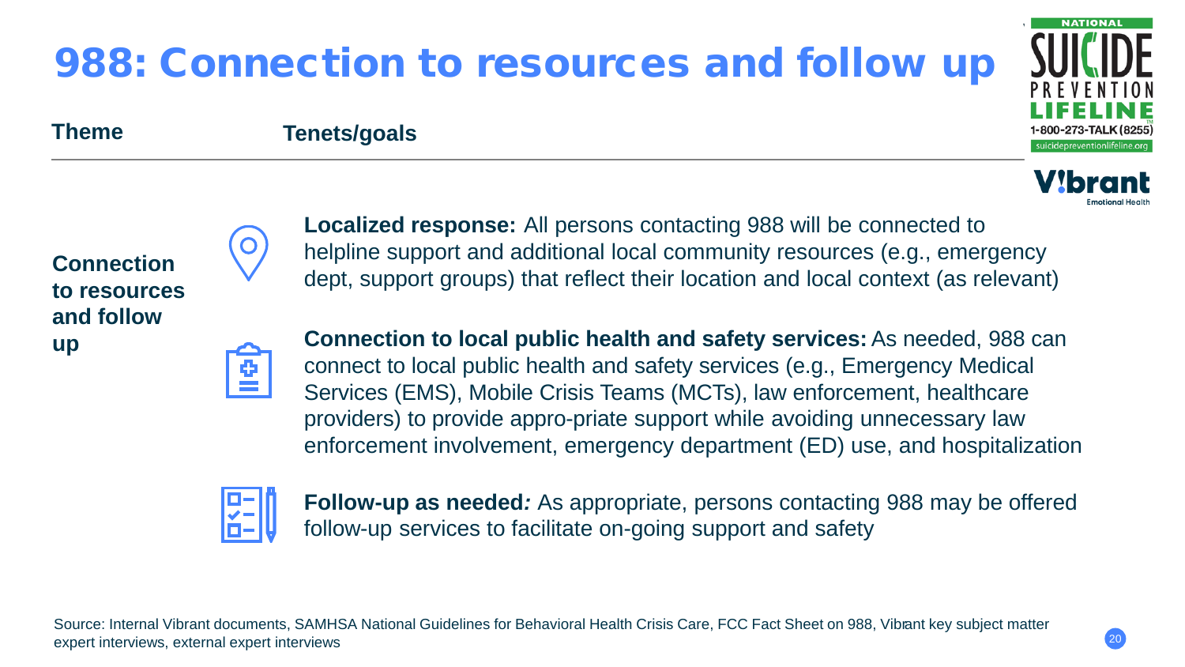# 988: Connection to resources and follow up

| Theme | Tenets/goals |
| --- | --- |
| **Connection to resources and follow up** | **Localized response:** All persons contacting 988 will be connected to helpline support and additional local community resources (e.g., emergency dept, support groups) that reflect their location and local context (as relevant) |
| | **Connection to local public health and safety services:** As needed, 988 can connect to local public health and safety services (e.g., Emergency Medical Services (EMS), Mobile Crisis Teams (MCTs), law enforcement, healthcare providers) to provide appro-priate support while avoiding unnecessary law enforcement involvement, emergency department (ED) use, and hospitalization |
| | **Follow-up as needed*:*** As appropriate, persons contacting 988 may be offered follow-up services to facilitate on-going support and safety |

Source: Internal Vibrant documents, SAMHSA National Guidelines for Behavioral Health Crisis Care, FCC Fact Sheet on 988, Vibrant key subject matter expert interviews, external expert interviews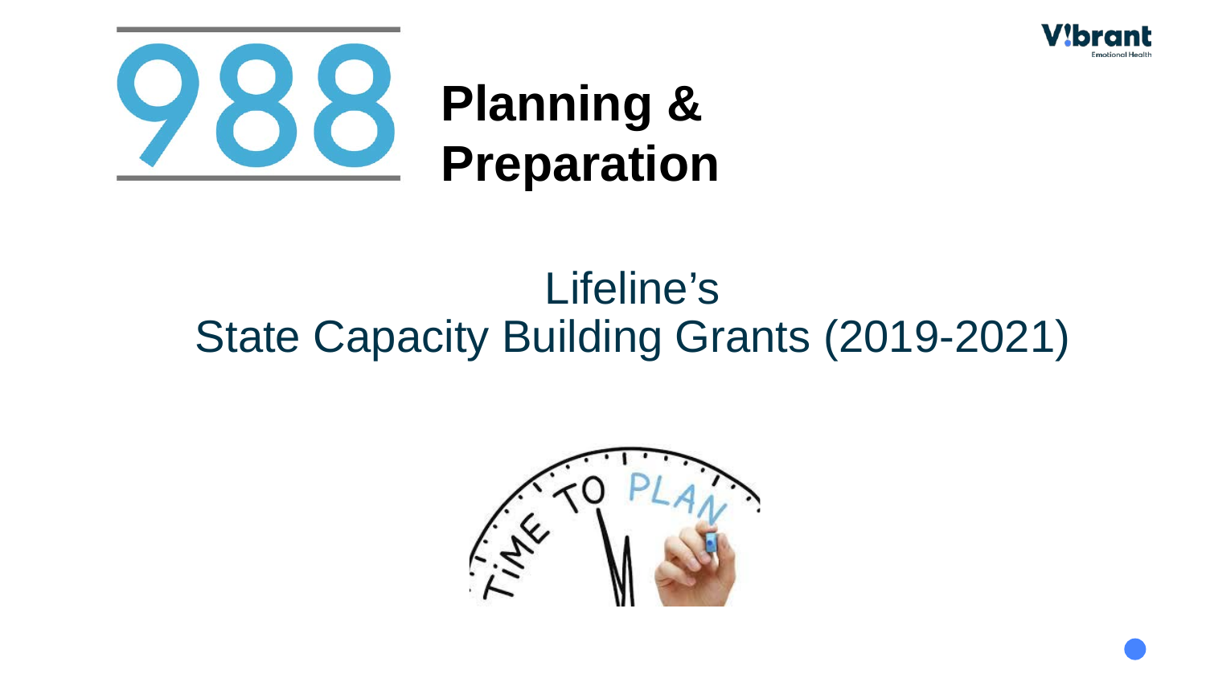# 988 Planning & Preparation

## Lifeline's
## State Capacity Building Grants (2019-2021)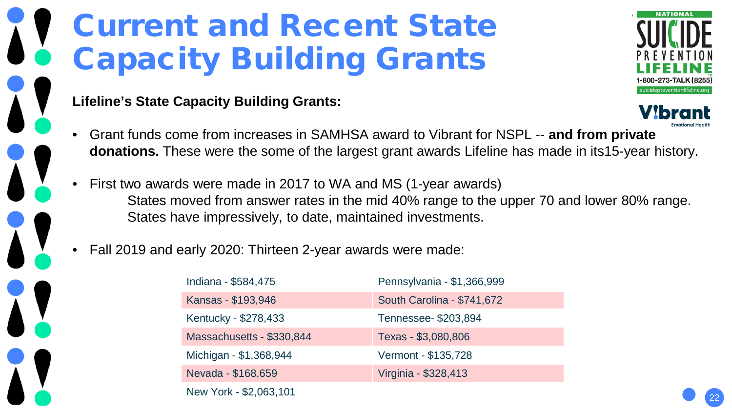# Current and Recent State Capacity Building Grants

**Lifeline's State Capacity Building Grants:**

- Grant funds come from increases in SAMHSA award to Vibrant for NSPL -- **and from private donations.** These were the some of the largest grant awards Lifeline has made in its15-year history.
- First two awards were made in 2017 to WA and MS (1-year awards)
  States moved from answer rates in the mid 40% range to the upper 70 and lower 80% range. States have impressively, to date, maintained investments.
- Fall 2019 and early 2020: Thirteen 2-year awards were made:

| | |
|---|---|
| Indiana - $584,475 | Pennsylvania - $1,366,999 |
| Kansas - $193,946 | South Carolina - $741,672 |
| Kentucky - $278,433 | Tennessee- $203,894 |
| Massachusetts - $330,844 | Texas - $3,080,806 |
| Michigan - $1,368,944 | Vermont - $135,728 |
| Nevada - $168,659 | Virginia - $328,413 |
| New York - $2,063,101 | |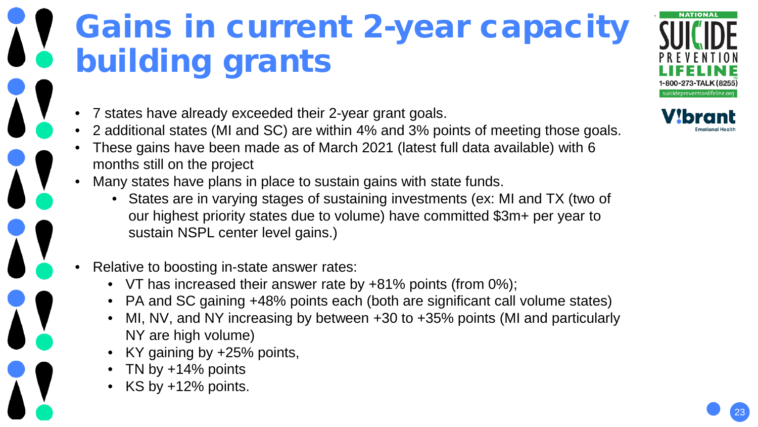# Gains in current 2-year capacity building grants

- 7 states have already exceeded their 2-year grant goals.
- 2 additional states (MI and SC) are within 4% and 3% points of meeting those goals.
- These gains have been made as of March 2021 (latest full data available) with 6 months still on the project
- Many states have plans in place to sustain gains with state funds.
  - States are in varying stages of sustaining investments (ex: MI and TX (two of our highest priority states due to volume) have committed $3m+ per year to sustain NSPL center level gains.)

- Relative to boosting in-state answer rates:
  - VT has increased their answer rate by +81% points (from 0%);
  - PA and SC gaining +48% points each (both are significant call volume states)
  - MI, NV, and NY increasing by between +30 to +35% points (MI and particularly NY are high volume)
  - KY gaining by +25% points,
  - TN by +14% points
  - KS by +12% points.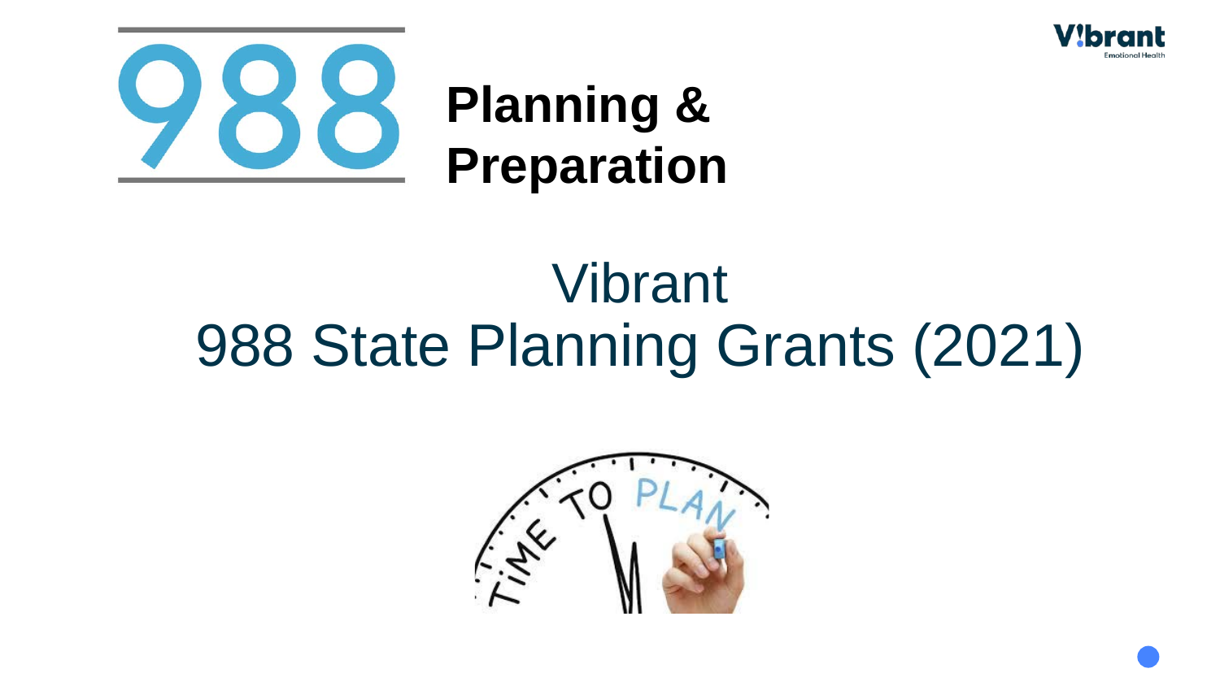# 988 Planning & Preparation

Vibrant

988 State Planning Grants (2021)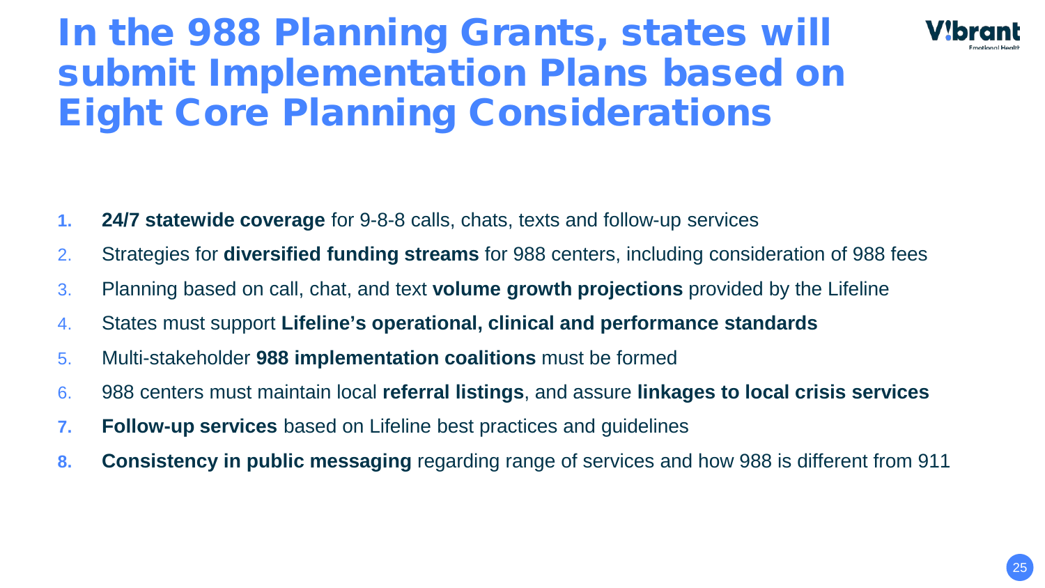# In the 988 Planning Grants, states will submit Implementation Plans based on Eight Core Planning Considerations

1. **24/7 statewide coverage** for 9-8-8 calls, chats, texts and follow-up services
2. Strategies for **diversified funding streams** for 988 centers, including consideration of 988 fees
3. Planning based on call, chat, and text **volume growth projections** provided by the Lifeline
4. States must support **Lifeline's operational, clinical and performance standards**
5. Multi-stakeholder **988 implementation coalitions** must be formed
6. 988 centers must maintain local **referral listings**, and assure **linkages to local crisis services**
7. **Follow-up services** based on Lifeline best practices and guidelines
8. **Consistency in public messaging** regarding range of services and how 988 is different from 911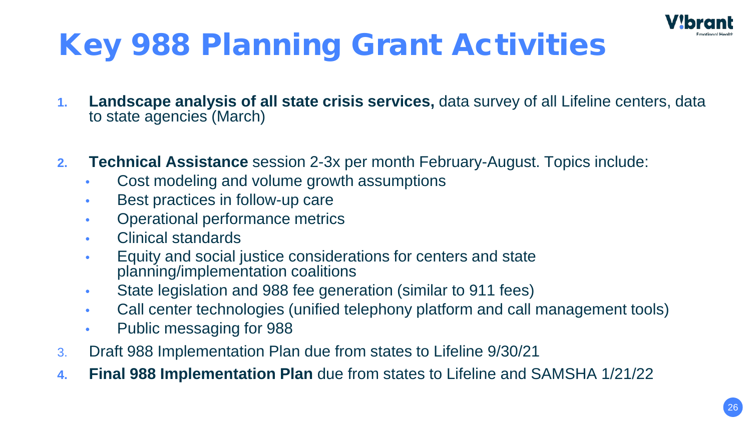# Key 988 Planning Grant Activities

1. **Landscape analysis of all state crisis services,** data survey of all Lifeline centers, data to state agencies (March)

2. **Technical Assistance** session 2-3x per month February-August. Topics include:
   - Cost modeling and volume growth assumptions
   - Best practices in follow-up care
   - Operational performance metrics
   - Clinical standards
   - Equity and social justice considerations for centers and state planning/implementation coalitions
   - State legislation and 988 fee generation (similar to 911 fees)
   - Call center technologies (unified telephony platform and call management tools)
   - Public messaging for 988
3. Draft 988 Implementation Plan due from states to Lifeline 9/30/21
4. **Final 988 Implementation Plan** due from states to Lifeline and SAMSHA 1/21/22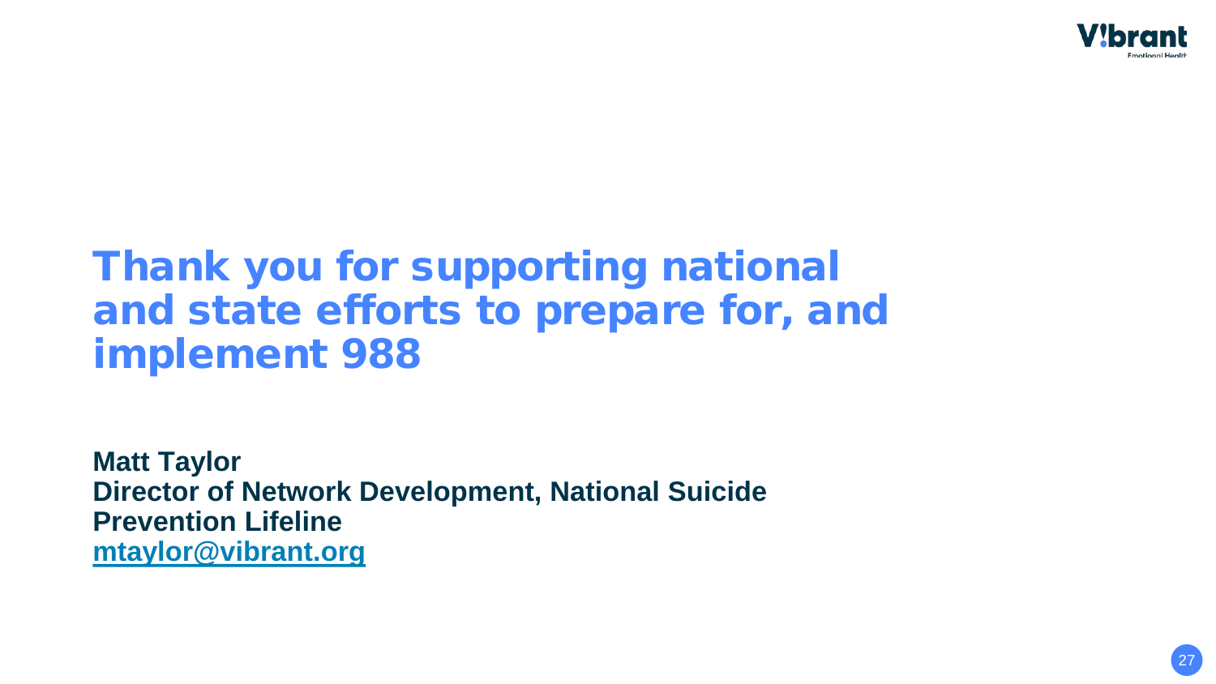# Thank you for supporting national and state efforts to prepare for, and implement 988

**Matt Taylor**
**Director of Network Development, National Suicide Prevention Lifeline**
**mtaylor@vibrant.org**